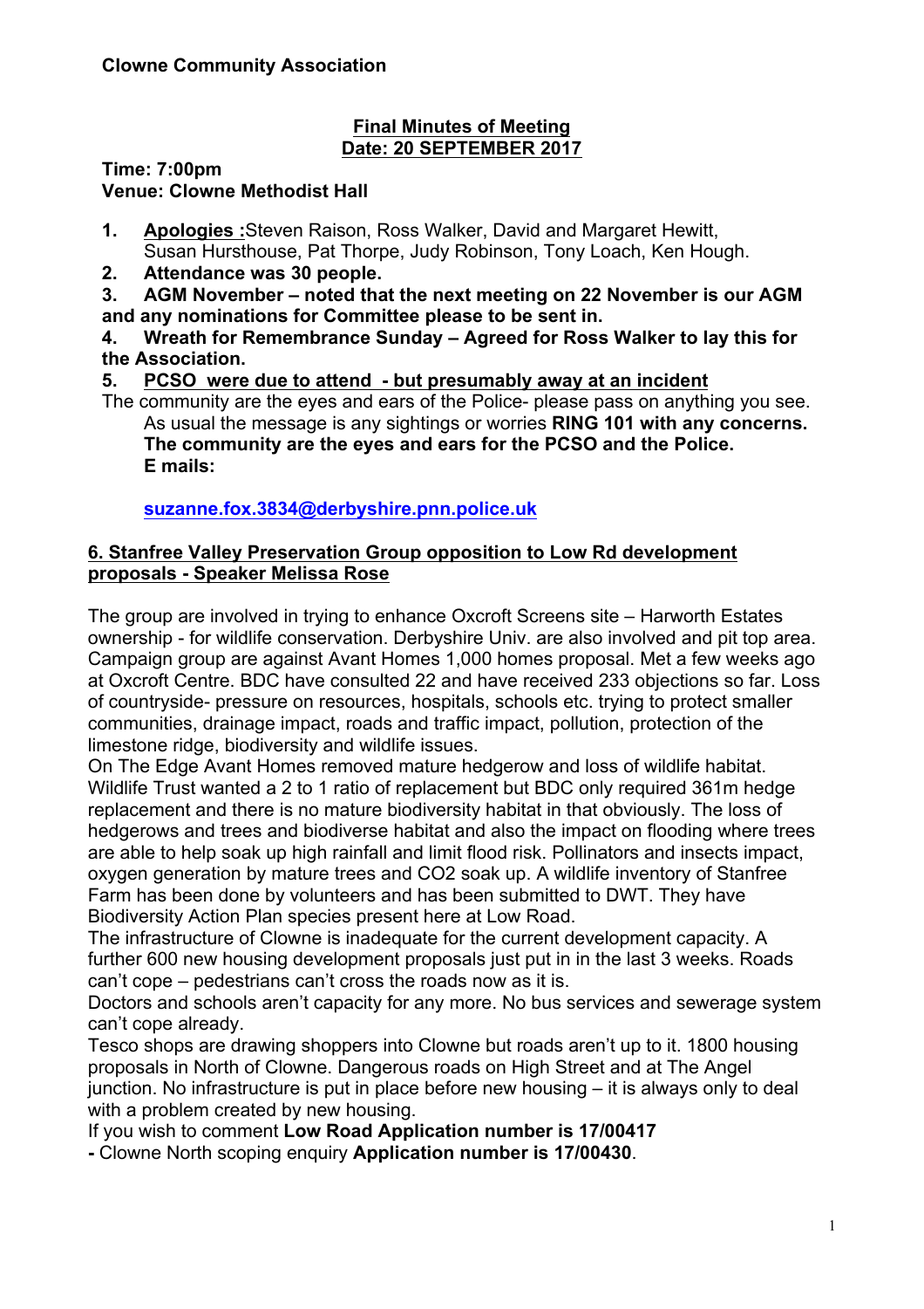**Clowne Community Association**

**Final Minutes of Meeting**
**Date: 20 SEPTEMBER 2017**

**Time: 7:00pm**
**Venue: Clowne Methodist Hall**

1. **Apologies :** Steven Raison, Ross Walker, David and Margaret Hewitt, Susan Hursthouse, Pat Thorpe, Judy Robinson, Tony Loach, Ken Hough.
2. **Attendance was 30 people.**
3. **AGM November – noted that the next meeting on 22 November is our AGM and any nominations for Committee please to be sent in.**
4. **Wreath for Remembrance Sunday – Agreed for Ross Walker to lay this for the Association.**
5. **PCSO were due to attend - but presumably away at an incident**

The community are the eyes and ears of the Police- please pass on anything you see. As usual the message is any sightings or worries **RING 101 with any concerns. The community are the eyes and ears for the PCSO and the Police. E mails:**

**suzanne.fox.3834@derbyshire.pnn.police.uk**

**6. Stanfree Valley Preservation Group opposition to Low Rd development proposals - Speaker Melissa Rose**

The group are involved in trying to enhance Oxcroft Screens site – Harworth Estates ownership - for wildlife conservation. Derbyshire Univ. are also involved and pit top area. Campaign group are against Avant Homes 1,000 homes proposal. Met a few weeks ago at Oxcroft Centre. BDC have consulted 22 and have received 233 objections so far. Loss of countryside- pressure on resources, hospitals, schools etc. trying to protect smaller communities, drainage impact, roads and traffic impact, pollution, protection of the limestone ridge, biodiversity and wildlife issues.

On The Edge Avant Homes removed mature hedgerow and loss of wildlife habitat. Wildlife Trust wanted a 2 to 1 ratio of replacement but BDC only required 361m hedge replacement and there is no mature biodiversity habitat in that obviously. The loss of hedgerows and trees and biodiverse habitat and also the impact on flooding where trees are able to help soak up high rainfall and limit flood risk. Pollinators and insects impact, oxygen generation by mature trees and CO2 soak up. A wildlife inventory of Stanfree Farm has been done by volunteers and has been submitted to DWT. They have Biodiversity Action Plan species present here at Low Road.

The infrastructure of Clowne is inadequate for the current development capacity. A further 600 new housing development proposals just put in in the last 3 weeks. Roads can't cope – pedestrians can't cross the roads now as it is.

Doctors and schools aren't capacity for any more. No bus services and sewerage system can't cope already.

Tesco shops are drawing shoppers into Clowne but roads aren't up to it. 1800 housing proposals in North of Clowne. Dangerous roads on High Street and at The Angel junction. No infrastructure is put in place before new housing – it is always only to deal with a problem created by new housing.

If you wish to comment **Low Road Application number is 17/00417**

**-** Clowne North scoping enquiry **Application number is 17/00430**.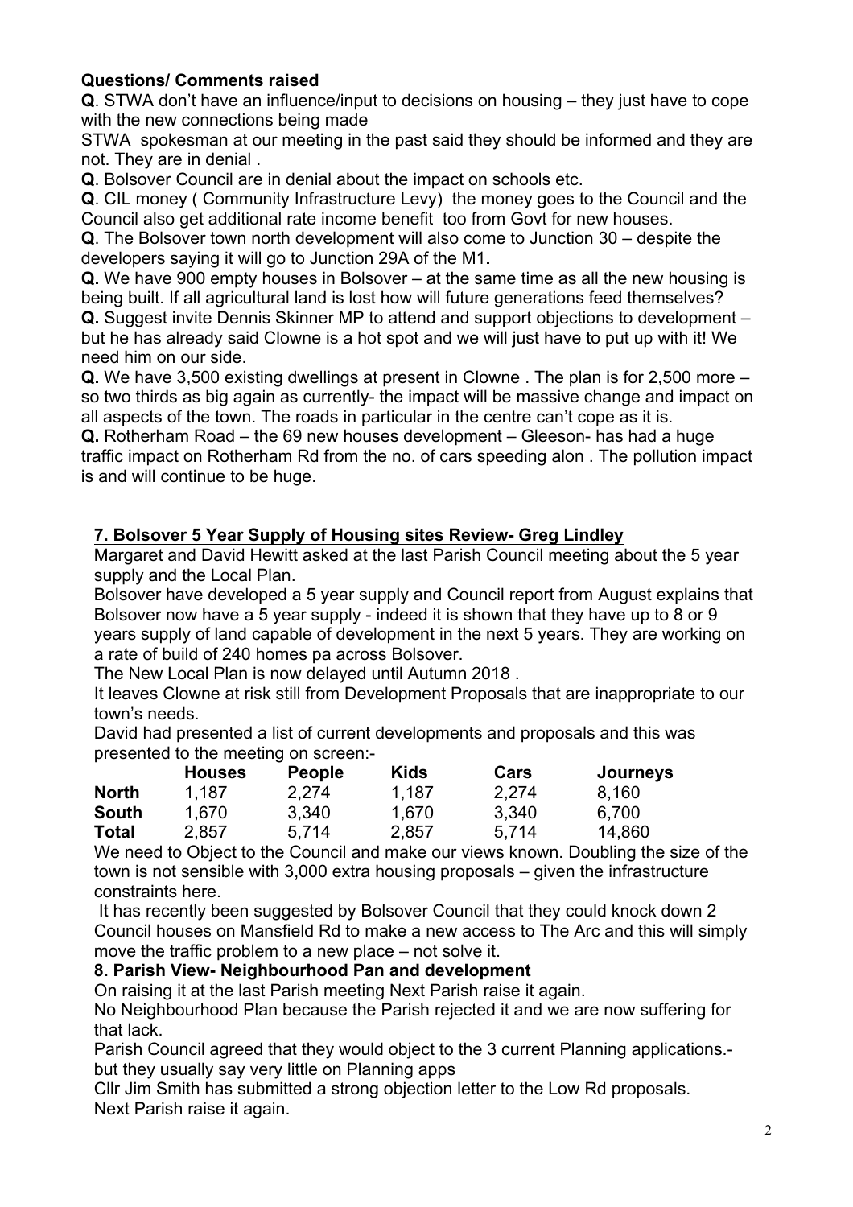**Questions/ Comments raised**

**Q**. STWA don't have an influence/input to decisions on housing – they just have to cope with the new connections being made

STWA spokesman at our meeting in the past said they should be informed and they are not. They are in denial .

**Q**. Bolsover Council are in denial about the impact on schools etc.

**Q**. CIL money ( Community Infrastructure Levy) the money goes to the Council and the Council also get additional rate income benefit too from Govt for new houses.

**Q**. The Bolsover town north development will also come to Junction 30 – despite the developers saying it will go to Junction 29A of the M1**.**

**Q.** We have 900 empty houses in Bolsover – at the same time as all the new housing is being built. If all agricultural land is lost how will future generations feed themselves?

**Q.** Suggest invite Dennis Skinner MP to attend and support objections to development – but he has already said Clowne is a hot spot and we will just have to put up with it! We need him on our side.

**Q.** We have 3,500 existing dwellings at present in Clowne . The plan is for 2,500 more – so two thirds as big again as currently- the impact will be massive change and impact on all aspects of the town. The roads in particular in the centre can't cope as it is.

**Q.** Rotherham Road – the 69 new houses development – Gleeson- has had a huge traffic impact on Rotherham Rd from the no. of cars speeding alon . The pollution impact is and will continue to be huge.

## 7. Bolsover 5 Year Supply of Housing sites Review- Greg Lindley

Margaret and David Hewitt asked at the last Parish Council meeting about the 5 year supply and the Local Plan.

Bolsover have developed a 5 year supply and Council report from August explains that Bolsover now have a 5 year supply - indeed it is shown that they have up to 8 or 9 years supply of land capable of development in the next 5 years. They are working on a rate of build of 240 homes pa across Bolsover.

The New Local Plan is now delayed until Autumn 2018 .

It leaves Clowne at risk still from Development Proposals that are inappropriate to our town's needs.

David had presented a list of current developments and proposals and this was presented to the meeting on screen:-

| | Houses | People | Kids | Cars | Journeys |
|---|---|---|---|---|---|
| **North** | 1,187 | 2,274 | 1,187 | 2,274 | 8,160 |
| **South** | 1,670 | 3,340 | 1,670 | 3,340 | 6,700 |
| **Total** | 2,857 | 5,714 | 2,857 | 5,714 | 14,860 |

We need to Object to the Council and make our views known. Doubling the size of the town is not sensible with 3,000 extra housing proposals – given the infrastructure constraints here.

It has recently been suggested by Bolsover Council that they could knock down 2 Council houses on Mansfield Rd to make a new access to The Arc and this will simply move the traffic problem to a new place – not solve it.

## 8. Parish View- Neighbourhood Pan and development

On raising it at the last Parish meeting Next Parish raise it again.

No Neighbourhood Plan because the Parish rejected it and we are now suffering for that lack.

Parish Council agreed that they would object to the 3 current Planning applications.- but they usually say very little on Planning apps

Cllr Jim Smith has submitted a strong objection letter to the Low Rd proposals.

Next Parish raise it again.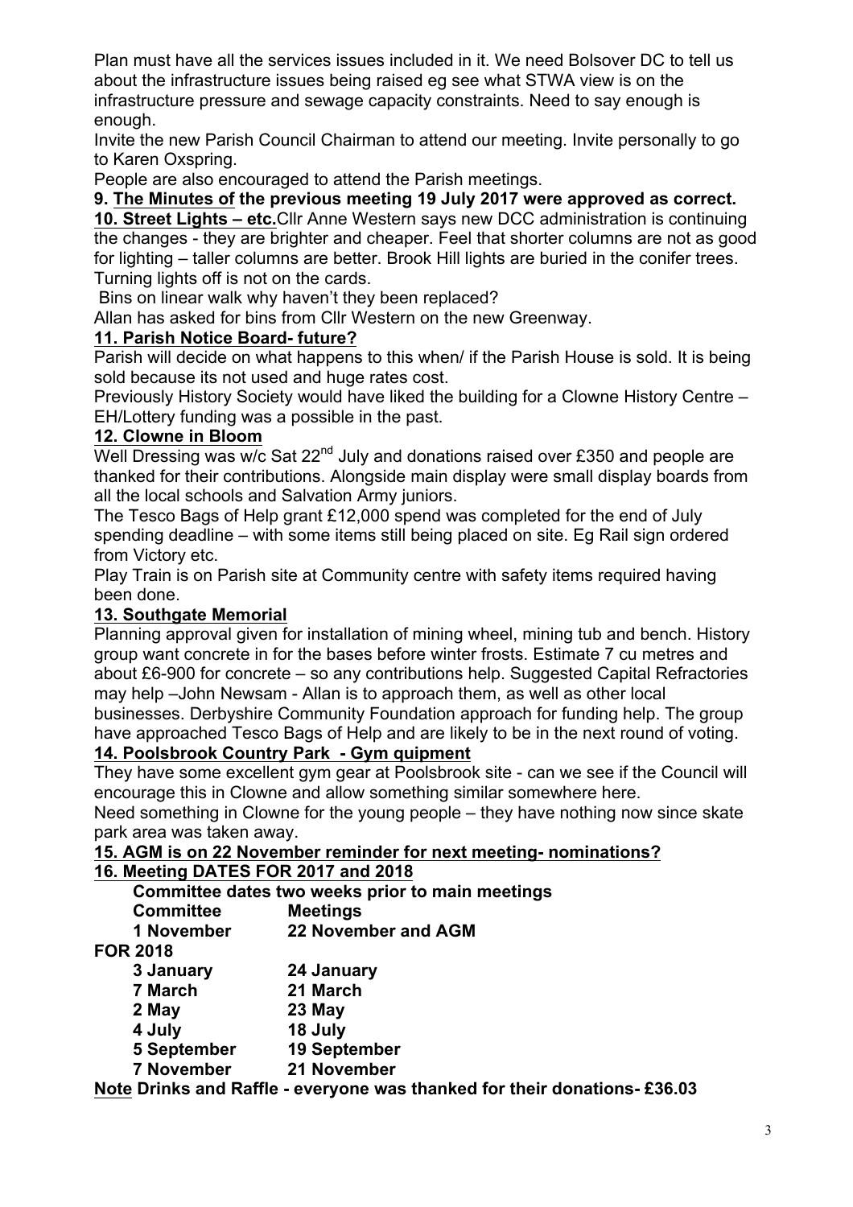Plan must have all the services issues included in it. We need Bolsover DC to tell us about the infrastructure issues being raised eg see what STWA view is on the infrastructure pressure and sewage capacity constraints. Need to say enough is enough.

Invite the new Parish Council Chairman to attend our meeting. Invite personally to go to Karen Oxspring.

People are also encouraged to attend the Parish meetings.

**9. The Minutes of the previous meeting 19 July 2017 were approved as correct.**

**10. Street Lights – etc.** Cllr Anne Western says new DCC administration is continuing the changes - they are brighter and cheaper. Feel that shorter columns are not as good for lighting – taller columns are better. Brook Hill lights are buried in the conifer trees. Turning lights off is not on the cards.

Bins on linear walk why haven't they been replaced?

Allan has asked for bins from Cllr Western on the new Greenway.

**11. Parish Notice Board- future?**

Parish will decide on what happens to this when/ if the Parish House is sold. It is being sold because its not used and huge rates cost.

Previously History Society would have liked the building for a Clowne History Centre – EH/Lottery funding was a possible in the past.

**12. Clowne in Bloom**

Well Dressing was w/c Sat 22nd July and donations raised over £350 and people are thanked for their contributions. Alongside main display were small display boards from all the local schools and Salvation Army juniors.

The Tesco Bags of Help grant £12,000 spend was completed for the end of July spending deadline – with some items still being placed on site. Eg Rail sign ordered from Victory etc.

Play Train is on Parish site at Community centre with safety items required having been done.

**13. Southgate Memorial**

Planning approval given for installation of mining wheel, mining tub and bench. History group want concrete in for the bases before winter frosts. Estimate 7 cu metres and about £6-900 for concrete – so any contributions help. Suggested Capital Refractories may help –John Newsam - Allan is to approach them, as well as other local businesses. Derbyshire Community Foundation approach for funding help. The group have approached Tesco Bags of Help and are likely to be in the next round of voting.

**14. Poolsbrook Country Park - Gym quipment**

They have some excellent gym gear at Poolsbrook site - can we see if the Council will encourage this in Clowne and allow something similar somewhere here.

Need something in Clowne for the young people – they have nothing now since skate park area was taken away.

**15. AGM is on 22 November reminder for next meeting- nominations?**

**16. Meeting DATES FOR 2017 and 2018**

**Committee dates two weeks prior to main meetings**

| **Committee** | **Meetings** |
|---|---|
| **1 November** | **22 November and AGM** |
| **FOR 2018** | |
| **3 January** | **24 January** |
| **7 March** | **21 March** |
| **2 May** | **23 May** |
| **4 July** | **18 July** |
| **5 September** | **19 September** |
| **7 November** | **21 November** |

**Note Drinks and Raffle - everyone was thanked for their donations- £36.03**